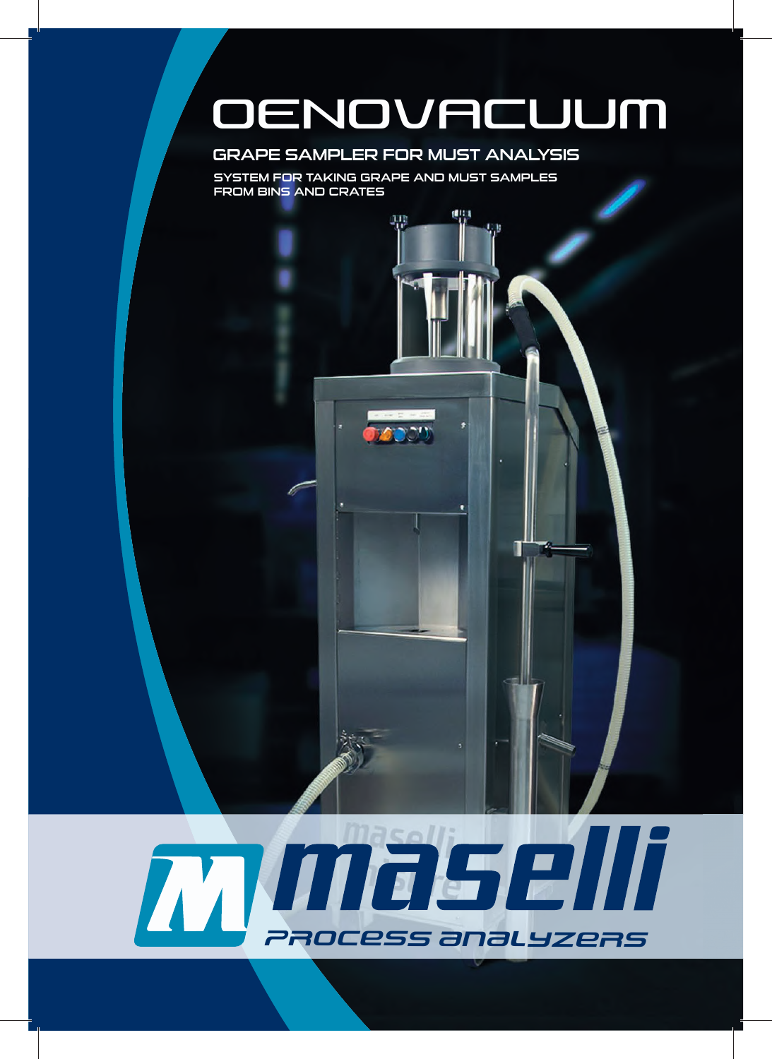# OENOVACUUM

## GRAPE SAMPLER FOR MUST ANALYSIS

SYSTEM FOR TAKING GRAPE AND MUST SAMPLES FROM BINS AND CRATES

**maselli**

*PROCESS ANALYZERS*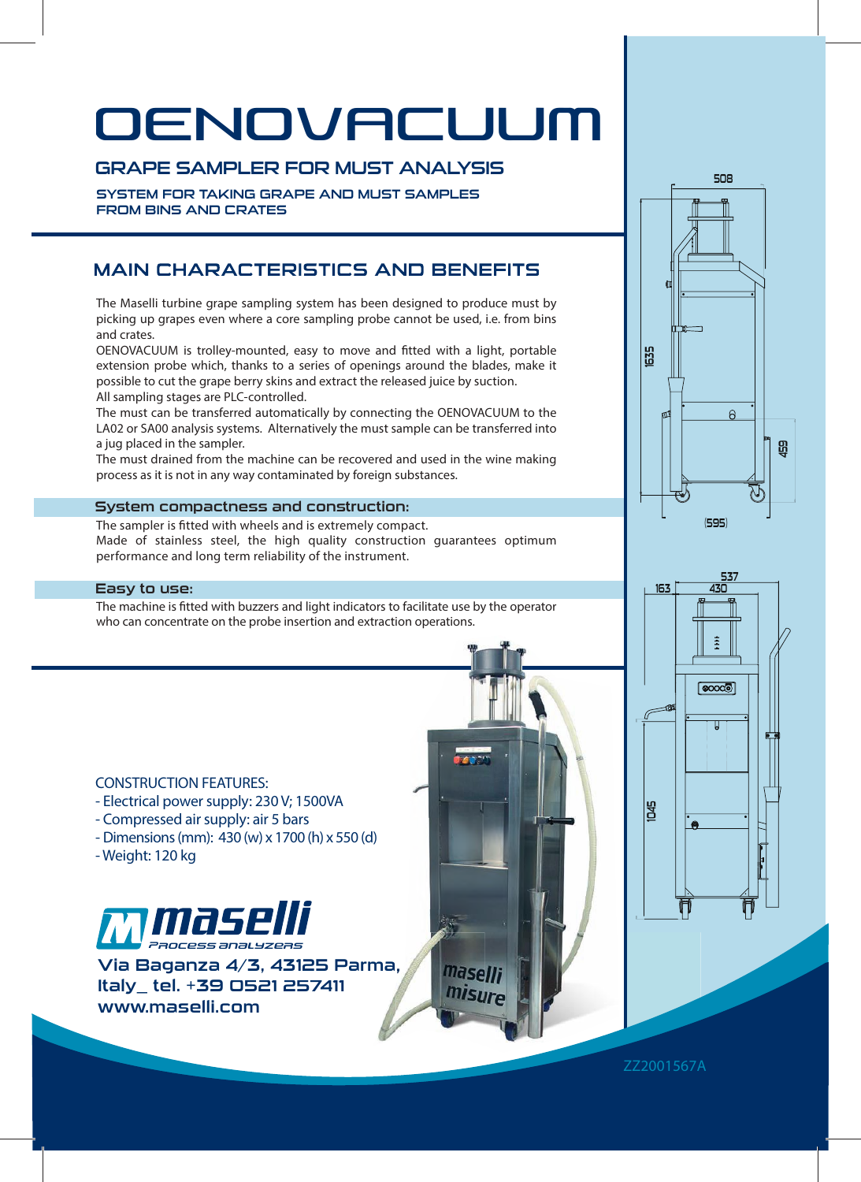# OENOVACUUM

## GRAPE SAMPLER FOR MUST ANALYSIS

SYSTEM FOR TAKING GRAPE AND MUST SAMPLES FROM BINS AND CRATES

## MAIN CHARACTERISTICS AND BENEFITS

The Maselli turbine grape sampling system has been designed to produce must by picking up grapes even where a core sampling probe cannot be used, i.e. from bins and crates.
OENOVACUUM is trolley-mounted, easy to move and fitted with a light, portable extension probe which, thanks to a series of openings around the blades, make it possible to cut the grape berry skins and extract the released juice by suction.
All sampling stages are PLC-controlled.
The must can be transferred automatically by connecting the OENOVACUUM to the LA02 or SA00 analysis systems. Alternatively the must sample can be transferred into a jug placed in the sampler.
The must drained from the machine can be recovered and used in the wine making process as it is not in any way contaminated by foreign substances.

### System compactness and construction:

The sampler is fitted with wheels and is extremely compact.
Made of stainless steel, the high quality construction guarantees optimum performance and long term reliability of the instrument.

### Easy to use:

The machine is fitted with buzzers and light indicators to facilitate use by the operator who can concentrate on the probe insertion and extraction operations.

CONSTRUCTION FEATURES:

- Electrical power supply: 230 V; 1500VA
- Compressed air supply: air 5 bars
- Dimensions (mm): 430 (w) x 1700 (h) x 550 (d)
- Weight: 120 kg

508
1635
459
(595)

537
163
430
1045

maselli
PROCESS ANALYZERS

Via Baganza 4/3, 43125 Parma, Italy_ tel. +39 0521 257411
www.maselli.com

ZZ2001567A